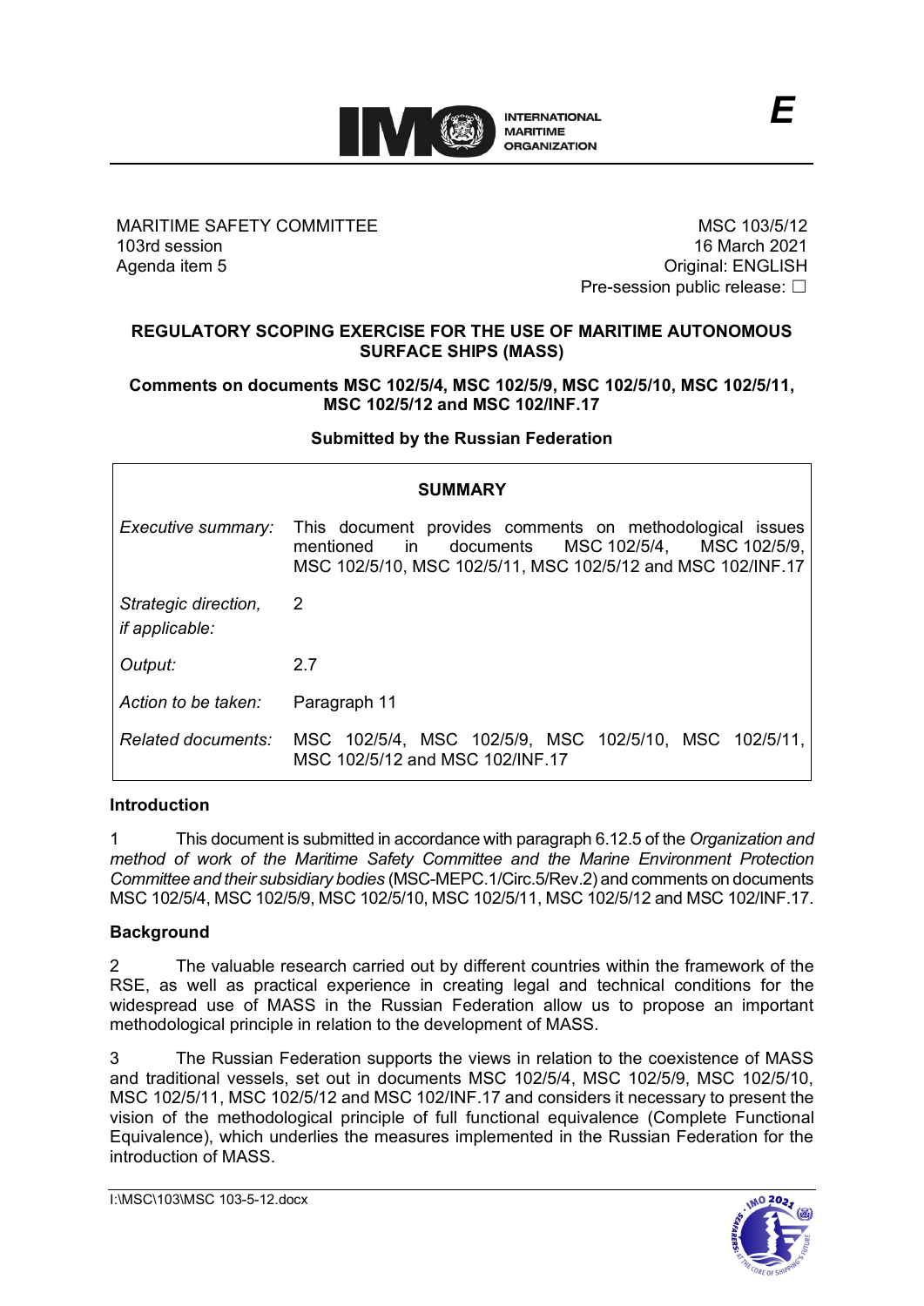**E**

MARITIME SAFETY COMMITTEE
103rd session
Agenda item 5

MSC 103/5/12
16 March 2021
Original: ENGLISH
Pre-session public release: ☐

## REGULATORY SCOPING EXERCISE FOR THE USE OF MARITIME AUTONOMOUS SURFACE SHIPS (MASS)

### Comments on documents MSC 102/5/4, MSC 102/5/9, MSC 102/5/10, MSC 102/5/11, MSC 102/5/12 and MSC 102/INF.17

### Submitted by the Russian Federation

| SUMMARY | |
|---|---|
| *Executive summary:* | This document provides comments on methodological issues mentioned in documents MSC 102/5/4, MSC 102/5/9, MSC 102/5/10, MSC 102/5/11, MSC 102/5/12 and MSC 102/INF.17 |
| *Strategic direction, if applicable:* | 2 |
| *Output:* | 2.7 |
| *Action to be taken:* | Paragraph 11 |
| *Related documents:* | MSC 102/5/4, MSC 102/5/9, MSC 102/5/10, MSC 102/5/11, MSC 102/5/12 and MSC 102/INF.17 |

**Introduction**

1 This document is submitted in accordance with paragraph 6.12.5 of the *Organization and method of work of the Maritime Safety Committee and the Marine Environment Protection Committee and their subsidiary bodies* (MSC-MEPC.1/Circ.5/Rev.2) and comments on documents MSC 102/5/4, MSC 102/5/9, MSC 102/5/10, MSC 102/5/11, MSC 102/5/12 and MSC 102/INF.17.

**Background**

2 The valuable research carried out by different countries within the framework of the RSE, as well as practical experience in creating legal and technical conditions for the widespread use of MASS in the Russian Federation allow us to propose an important methodological principle in relation to the development of MASS.

3 The Russian Federation supports the views in relation to the coexistence of MASS and traditional vessels, set out in documents MSC 102/5/4, MSC 102/5/9, MSC 102/5/10, MSC 102/5/11, MSC 102/5/12 and MSC 102/INF.17 and considers it necessary to present the vision of the methodological principle of full functional equivalence (Complete Functional Equivalence), which underlies the measures implemented in the Russian Federation for the introduction of MASS.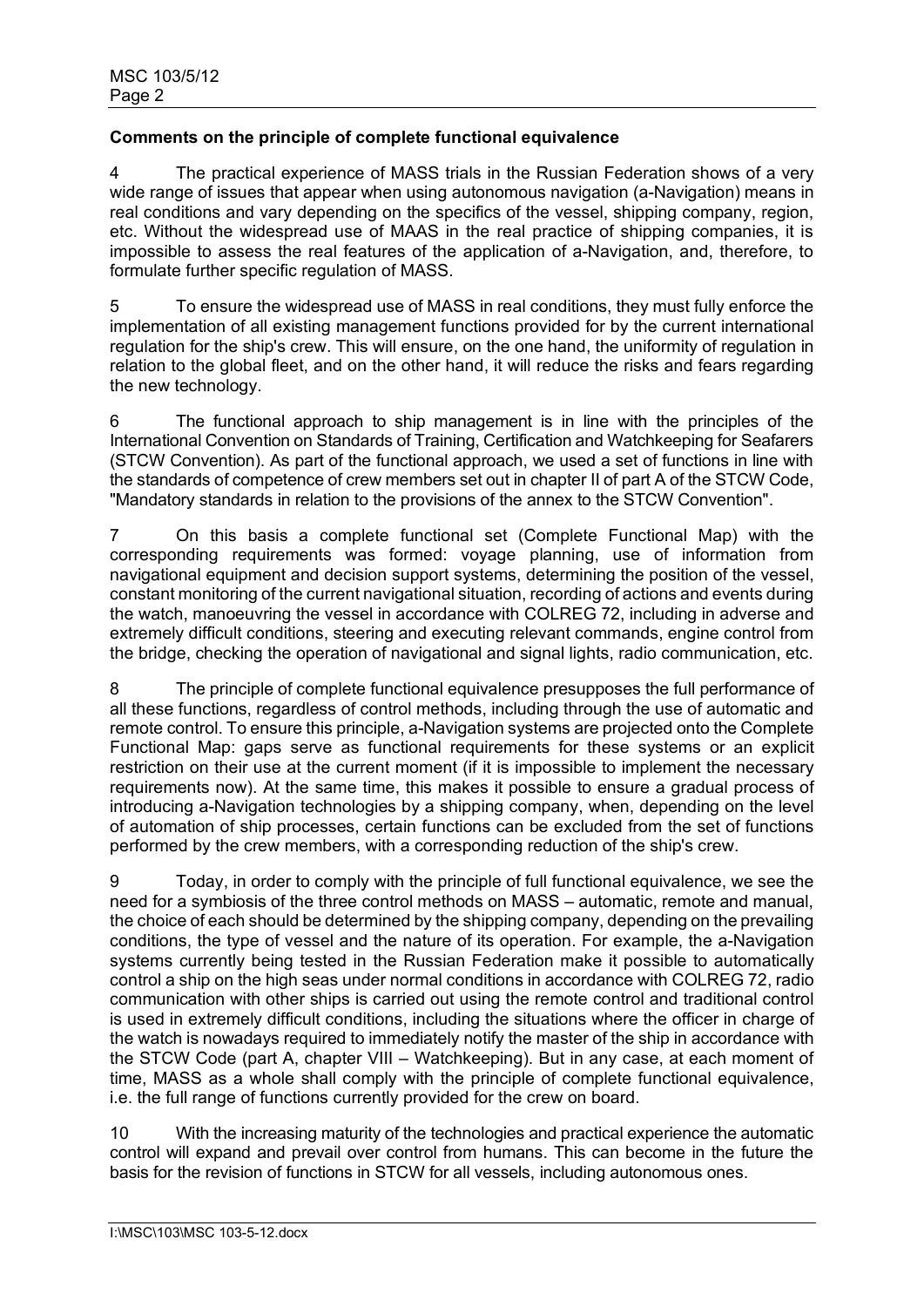**Comments on the principle of complete functional equivalence**

4 The practical experience of MASS trials in the Russian Federation shows of a very wide range of issues that appear when using autonomous navigation (a-Navigation) means in real conditions and vary depending on the specifics of the vessel, shipping company, region, etc. Without the widespread use of MAAS in the real practice of shipping companies, it is impossible to assess the real features of the application of a-Navigation, and, therefore, to formulate further specific regulation of MASS.

5 To ensure the widespread use of MASS in real conditions, they must fully enforce the implementation of all existing management functions provided for by the current international regulation for the ship's crew. This will ensure, on the one hand, the uniformity of regulation in relation to the global fleet, and on the other hand, it will reduce the risks and fears regarding the new technology.

6 The functional approach to ship management is in line with the principles of the International Convention on Standards of Training, Certification and Watchkeeping for Seafarers (STCW Convention). As part of the functional approach, we used a set of functions in line with the standards of competence of crew members set out in chapter II of part A of the STCW Code, "Mandatory standards in relation to the provisions of the annex to the STCW Convention".

7 On this basis a complete functional set (Complete Functional Map) with the corresponding requirements was formed: voyage planning, use of information from navigational equipment and decision support systems, determining the position of the vessel, constant monitoring of the current navigational situation, recording of actions and events during the watch, manoeuvring the vessel in accordance with COLREG 72, including in adverse and extremely difficult conditions, steering and executing relevant commands, engine control from the bridge, checking the operation of navigational and signal lights, radio communication, etc.

8 The principle of complete functional equivalence presupposes the full performance of all these functions, regardless of control methods, including through the use of automatic and remote control. To ensure this principle, a-Navigation systems are projected onto the Complete Functional Map: gaps serve as functional requirements for these systems or an explicit restriction on their use at the current moment (if it is impossible to implement the necessary requirements now). At the same time, this makes it possible to ensure a gradual process of introducing a-Navigation technologies by a shipping company, when, depending on the level of automation of ship processes, certain functions can be excluded from the set of functions performed by the crew members, with a corresponding reduction of the ship's crew.

9 Today, in order to comply with the principle of full functional equivalence, we see the need for a symbiosis of the three control methods on MASS – automatic, remote and manual, the choice of each should be determined by the shipping company, depending on the prevailing conditions, the type of vessel and the nature of its operation. For example, the a-Navigation systems currently being tested in the Russian Federation make it possible to automatically control a ship on the high seas under normal conditions in accordance with COLREG 72, radio communication with other ships is carried out using the remote control and traditional control is used in extremely difficult conditions, including the situations where the officer in charge of the watch is nowadays required to immediately notify the master of the ship in accordance with the STCW Code (part A, chapter VIII – Watchkeeping). But in any case, at each moment of time, MASS as a whole shall comply with the principle of complete functional equivalence, i.e. the full range of functions currently provided for the crew on board.

10 With the increasing maturity of the technologies and practical experience the automatic control will expand and prevail over control from humans. This can become in the future the basis for the revision of functions in STCW for all vessels, including autonomous ones.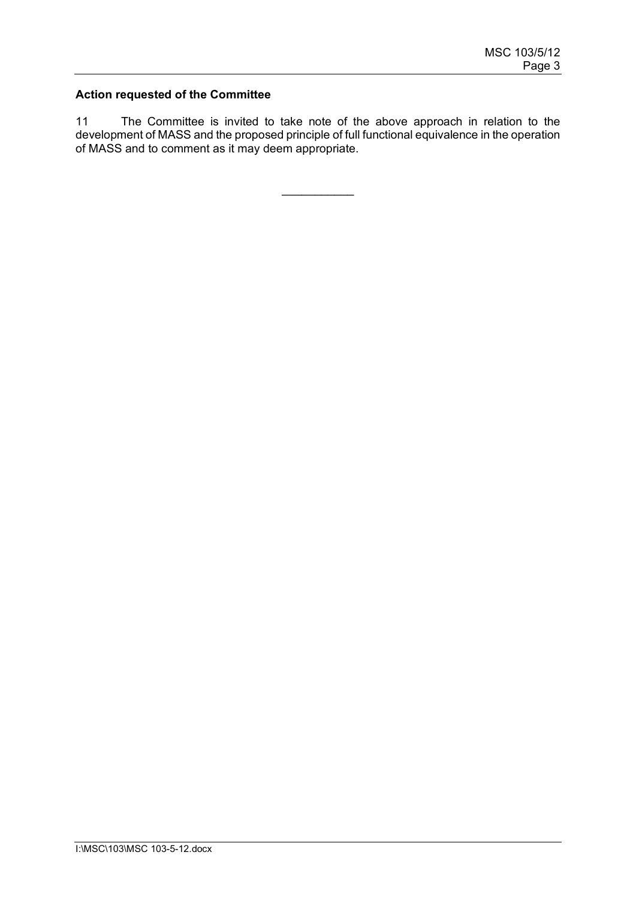### Action requested of the Committee

11 The Committee is invited to take note of the above approach in relation to the development of MASS and the proposed principle of full functional equivalence in the operation of MASS and to comment as it may deem appropriate.

___________